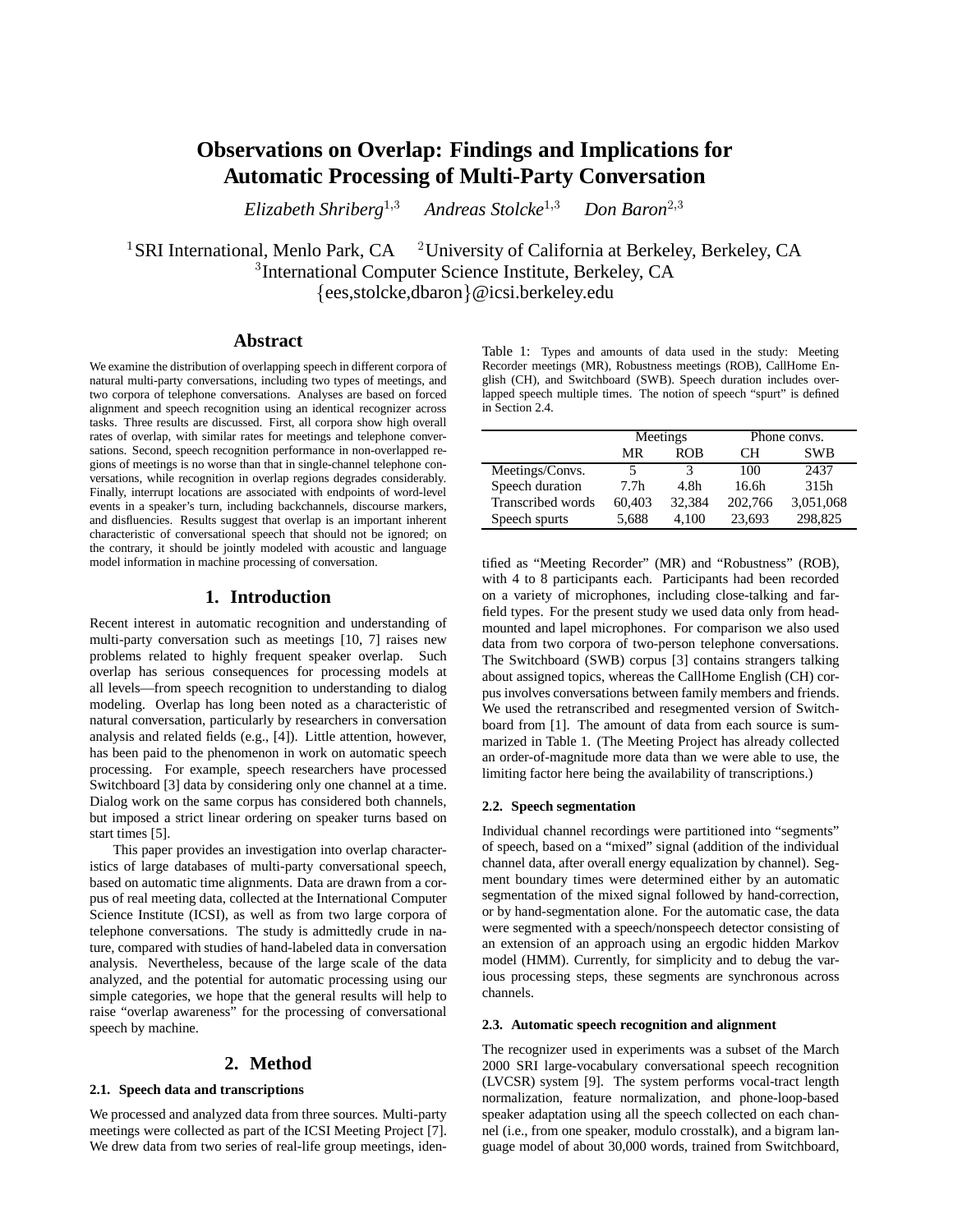# Observations on Overlap: Findings and Implications for Automatic Processing of Multi-Party Conversation

*Elizabeth Shriberg*[1,3] *Andreas Stolcke*[1,3] *Don Baron*[2,3]

[1]SRI International, Menlo Park, CA [2]University of California at Berkeley, Berkeley, CA
[3]International Computer Science Institute, Berkeley, CA
{ees,stolcke,dbaron}@icsi.berkeley.edu

## Abstract

We examine the distribution of overlapping speech in different corpora of natural multi-party conversations, including two types of meetings, and two corpora of telephone conversations. Analyses are based on forced alignment and speech recognition using an identical recognizer across tasks. Three results are discussed. First, all corpora show high overall rates of overlap, with similar rates for meetings and telephone conversations. Second, speech recognition performance in non-overlapped regions of meetings is no worse than that in single-channel telephone conversations, while recognition in overlap regions degrades considerably. Finally, interrupt locations are associated with endpoints of word-level events in a speaker's turn, including backchannels, discourse markers, and disfluencies. Results suggest that overlap is an important inherent characteristic of conversational speech that should not be ignored; on the contrary, it should be jointly modeled with acoustic and language model information in machine processing of conversation.

## 1. Introduction

Recent interest in automatic recognition and understanding of multi-party conversation such as meetings [10, 7] raises new problems related to highly frequent speaker overlap. Such overlap has serious consequences for processing models at all levels—from speech recognition to understanding to dialog modeling. Overlap has long been noted as a characteristic of natural conversation, particularly by researchers in conversation analysis and related fields (e.g., [4]). Little attention, however, has been paid to the phenomenon in work on automatic speech processing. For example, speech researchers have processed Switchboard [3] data by considering only one channel at a time. Dialog work on the same corpus has considered both channels, but imposed a strict linear ordering on speaker turns based on start times [5].

This paper provides an investigation into overlap characteristics of large databases of multi-party conversational speech, based on automatic time alignments. Data are drawn from a corpus of real meeting data, collected at the International Computer Science Institute (ICSI), as well as from two large corpora of telephone conversations. The study is admittedly crude in nature, compared with studies of hand-labeled data in conversation analysis. Nevertheless, because of the large scale of the data analyzed, and the potential for automatic processing using our simple categories, we hope that the general results will help to raise "overlap awareness" for the processing of conversational speech by machine.

## 2. Method

### 2.1. Speech data and transcriptions

We processed and analyzed data from three sources. Multi-party meetings were collected as part of the ICSI Meeting Project [7]. We drew data from two series of real-life group meetings, identified as "Meeting Recorder" (MR) and "Robustness" (ROB), with 4 to 8 participants each. Participants had been recorded on a variety of microphones, including close-talking and far-field types. For the present study we used data only from head-mounted and lapel microphones. For comparison we also used data from two corpora of two-person telephone conversations. The Switchboard (SWB) corpus [3] contains strangers talking about assigned topics, whereas the CallHome English (CH) corpus involves conversations between family members and friends. We used the retranscribed and resegmented version of Switchboard from [1]. The amount of data from each source is summarized in Table 1. (The Meeting Project has already collected an order-of-magnitude more data than we were able to use, the limiting factor here being the availability of transcriptions.)

Table 1: Types and amounts of data used in the study: Meeting Recorder meetings (MR), Robustness meetings (ROB), CallHome English (CH), and Switchboard (SWB). Speech duration includes overlapped speech multiple times. The notion of speech "spurt" is defined in Section 2.4.

| | Meetings | | Phone convs. | |
|---|---|---|---|---|
| | MR | ROB | CH | SWB |
| Meetings/Convs. | 5 | 3 | 100 | 2437 |
| Speech duration | 7.7h | 4.8h | 16.6h | 315h |
| Transcribed words | 60,403 | 32,384 | 202,766 | 3,051,068 |
| Speech spurts | 5,688 | 4,100 | 23,693 | 298,825 |

### 2.2. Speech segmentation

Individual channel recordings were partitioned into "segments" of speech, based on a "mixed" signal (addition of the individual channel data, after overall energy equalization by channel). Segment boundary times were determined either by an automatic segmentation of the mixed signal followed by hand-correction, or by hand-segmentation alone. For the automatic case, the data were segmented with a speech/nonspeech detector consisting of an extension of an approach using an ergodic hidden Markov model (HMM). Currently, for simplicity and to debug the various processing steps, these segments are synchronous across channels.

### 2.3. Automatic speech recognition and alignment

The recognizer used in experiments was a subset of the March 2000 SRI large-vocabulary conversational speech recognition (LVCSR) system [9]. The system performs vocal-tract length normalization, feature normalization, and phone-loop-based speaker adaptation using all the speech collected on each channel (i.e., from one speaker, modulo crosstalk), and a bigram language model of about 30,000 words, trained from Switchboard,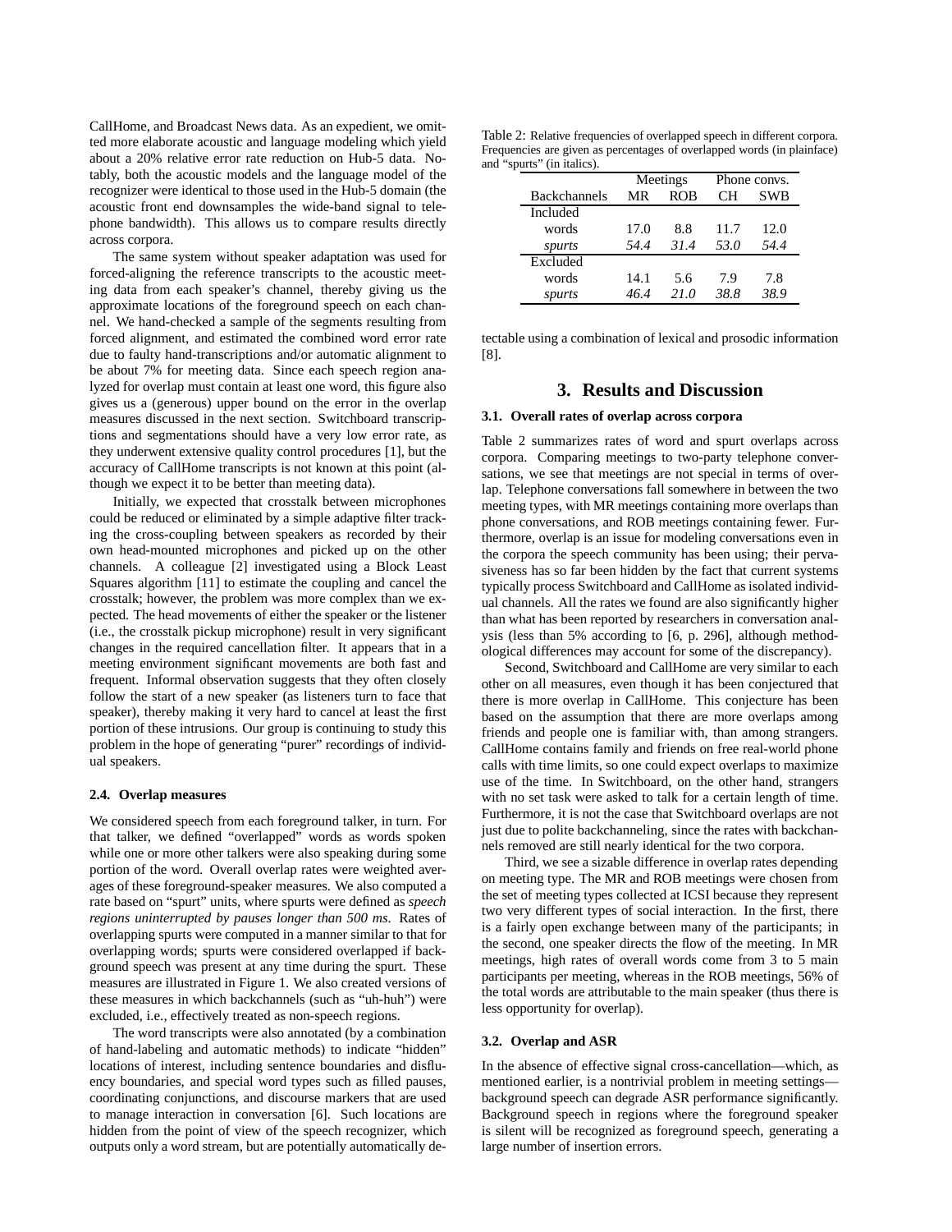CallHome, and Broadcast News data. As an expedient, we omitted more elaborate acoustic and language modeling which yield about a 20% relative error rate reduction on Hub-5 data. Notably, both the acoustic models and the language model of the recognizer were identical to those used in the Hub-5 domain (the acoustic front end downsamples the wide-band signal to telephone bandwidth). This allows us to compare results directly across corpora.

The same system without speaker adaptation was used for forced-aligning the reference transcripts to the acoustic meeting data from each speaker's channel, thereby giving us the approximate locations of the foreground speech on each channel. We hand-checked a sample of the segments resulting from forced alignment, and estimated the combined word error rate due to faulty hand-transcriptions and/or automatic alignment to be about 7% for meeting data. Since each speech region analyzed for overlap must contain at least one word, this figure also gives us a (generous) upper bound on the error in the overlap measures discussed in the next section. Switchboard transcriptions and segmentations should have a very low error rate, as they underwent extensive quality control procedures [1], but the accuracy of CallHome transcripts is not known at this point (although we expect it to be better than meeting data).

Initially, we expected that crosstalk between microphones could be reduced or eliminated by a simple adaptive filter tracking the cross-coupling between speakers as recorded by their own head-mounted microphones and picked up on the other channels. A colleague [2] investigated using a Block Least Squares algorithm [11] to estimate the coupling and cancel the crosstalk; however, the problem was more complex than we expected. The head movements of either the speaker or the listener (i.e., the crosstalk pickup microphone) result in very significant changes in the required cancellation filter. It appears that in a meeting environment significant movements are both fast and frequent. Informal observation suggests that they often closely follow the start of a new speaker (as listeners turn to face that speaker), thereby making it very hard to cancel at least the first portion of these intrusions. Our group is continuing to study this problem in the hope of generating "purer" recordings of individual speakers.

### 2.4. Overlap measures

We considered speech from each foreground talker, in turn. For that talker, we defined "overlapped" words as words spoken while one or more other talkers were also speaking during some portion of the word. Overall overlap rates were weighted averages of these foreground-speaker measures. We also computed a rate based on "spurt" units, where spurts were defined as *speech regions uninterrupted by pauses longer than 500 ms*. Rates of overlapping spurts were computed in a manner similar to that for overlapping words; spurts were considered overlapped if background speech was present at any time during the spurt. These measures are illustrated in Figure 1. We also created versions of these measures in which backchannels (such as "uh-huh") were excluded, i.e., effectively treated as non-speech regions.

The word transcripts were also annotated (by a combination of hand-labeling and automatic methods) to indicate "hidden" locations of interest, including sentence boundaries and disfluency boundaries, and special word types such as filled pauses, coordinating conjunctions, and discourse markers that are used to manage interaction in conversation [6]. Such locations are hidden from the point of view of the speech recognizer, which outputs only a word stream, but are potentially automatically detectable using a combination of lexical and prosodic information [8].

Table 2: Relative frequencies of overlapped speech in different corpora. Frequencies are given as percentages of overlapped words (in plainface) and "spurts" (in italics).

| | Meetings | | Phone convs. | |
|---|---|---|---|---|
| Backchannels | MR | ROB | CH | SWB |
| Included | | | | |
| words | 17.0 | 8.8 | 11.7 | 12.0 |
| *spurts* | *54.4* | *31.4* | *53.0* | *54.4* |
| Excluded | | | | |
| words | 14.1 | 5.6 | 7.9 | 7.8 |
| *spurts* | *46.4* | *21.0* | *38.8* | *38.9* |

## 3. Results and Discussion

### 3.1. Overall rates of overlap across corpora

Table 2 summarizes rates of word and spurt overlaps across corpora. Comparing meetings to two-party telephone conversations, we see that meetings are not special in terms of overlap. Telephone conversations fall somewhere in between the two meeting types, with MR meetings containing more overlaps than phone conversations, and ROB meetings containing fewer. Furthermore, overlap is an issue for modeling conversations even in the corpora the speech community has been using; their pervasiveness has so far been hidden by the fact that current systems typically process Switchboard and CallHome as isolated individual channels. All the rates we found are also significantly higher than what has been reported by researchers in conversation analysis (less than 5% according to [6, p. 296], although methodological differences may account for some of the discrepancy).

Second, Switchboard and CallHome are very similar to each other on all measures, even though it has been conjectured that there is more overlap in CallHome. This conjecture has been based on the assumption that there are more overlaps among friends and people one is familiar with, than among strangers. CallHome contains family and friends on free real-world phone calls with time limits, so one could expect overlaps to maximize use of the time. In Switchboard, on the other hand, strangers with no set task were asked to talk for a certain length of time. Furthermore, it is not the case that Switchboard overlaps are not just due to polite backchanneling, since the rates with backchannels removed are still nearly identical for the two corpora.

Third, we see a sizable difference in overlap rates depending on meeting type. The MR and ROB meetings were chosen from the set of meeting types collected at ICSI because they represent two very different types of social interaction. In the first, there is a fairly open exchange between many of the participants; in the second, one speaker directs the flow of the meeting. In MR meetings, high rates of overall words come from 3 to 5 main participants per meeting, whereas in the ROB meetings, 56% of the total words are attributable to the main speaker (thus there is less opportunity for overlap).

### 3.2. Overlap and ASR

In the absence of effective signal cross-cancellation—which, as mentioned earlier, is a nontrivial problem in meeting settings—background speech can degrade ASR performance significantly. Background speech in regions where the foreground speaker is silent will be recognized as foreground speech, generating a large number of insertion errors.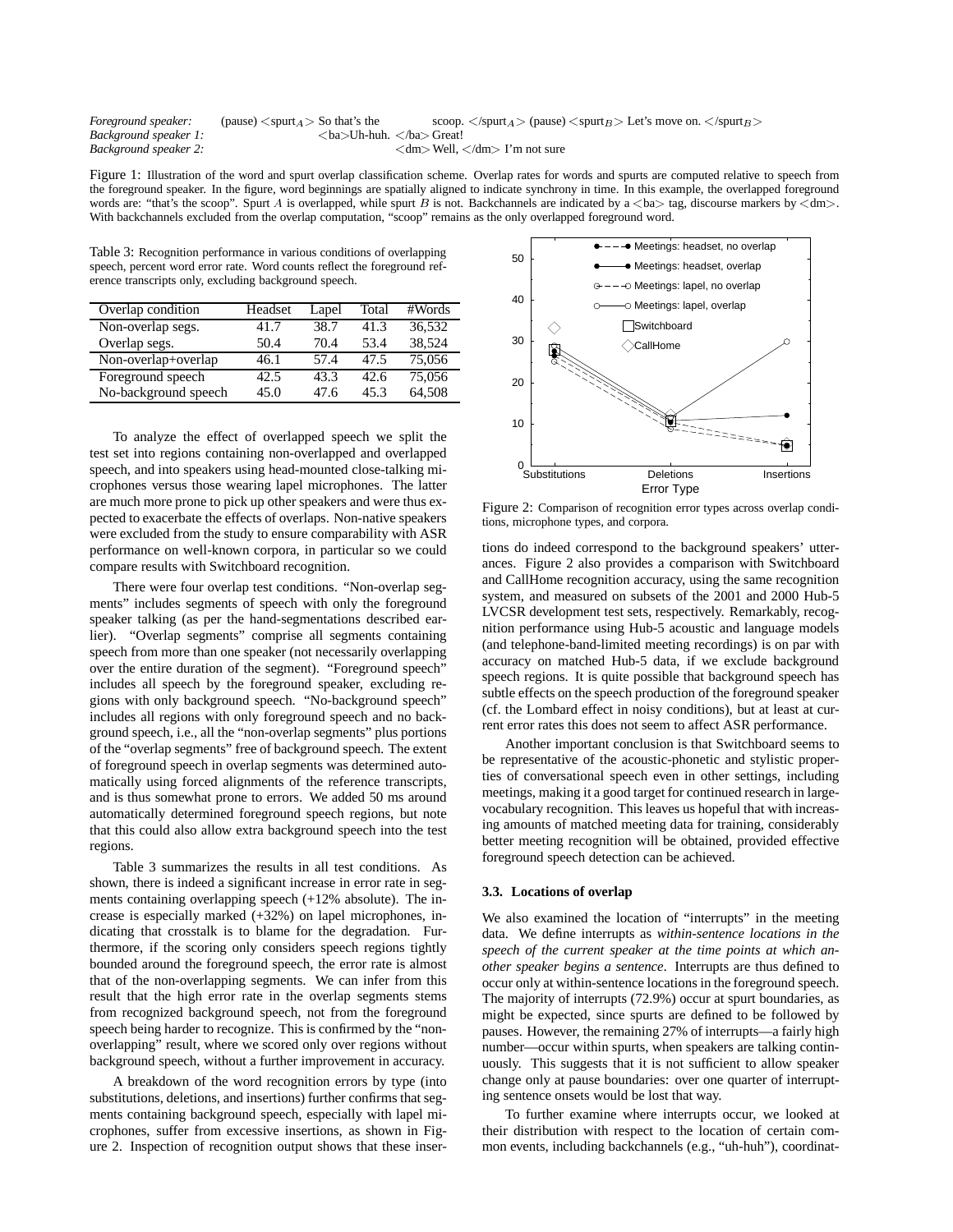*Foreground speaker:* (pause) <spurt$_A$> So that's the scoop. </spurt$_A$> (pause) <spurt$_B$> Let's move on. </spurt$_B$>
*Background speaker 1:* <ba>Uh-huh. </ba> Great!
*Background speaker 2:* <dm> Well, </dm> I'm not sure

Figure 1: Illustration of the word and spurt overlap classification scheme. Overlap rates for words and spurts are computed relative to speech from the foreground speaker. In the figure, word beginnings are spatially aligned to indicate synchrony in time. In this example, the overlapped foreground words are: "that's the scoop". Spurt $A$ is overlapped, while spurt $B$ is not. Backchannels are indicated by a <ba> tag, discourse markers by <dm>. With backchannels excluded from the overlap computation, "scoop" remains as the only overlapped foreground word.

Table 3: Recognition performance in various conditions of overlapping speech, percent word error rate. Word counts reflect the foreground reference transcripts only, excluding background speech.

| Overlap condition | Headset | Lapel | Total | #Words |
|---|---|---|---|---|
| Non-overlap segs. | 41.7 | 38.7 | 41.3 | 36,532 |
| Overlap segs. | 50.4 | 70.4 | 53.4 | 38,524 |
| Non-overlap+overlap | 46.1 | 57.4 | 47.5 | 75,056 |
| Foreground speech | 42.5 | 43.3 | 42.6 | 75,056 |
| No-background speech | 45.0 | 47.6 | 45.3 | 64,508 |

To analyze the effect of overlapped speech we split the test set into regions containing non-overlapped and overlapped speech, and into speakers using head-mounted close-talking microphones versus those wearing lapel microphones. The latter are much more prone to pick up other speakers and were thus expected to exacerbate the effects of overlaps. Non-native speakers were excluded from the study to ensure comparability with ASR performance on well-known corpora, in particular so we could compare results with Switchboard recognition.

There were four overlap test conditions. "Non-overlap segments" includes segments of speech with only the foreground speaker talking (as per the hand-segmentations described earlier). "Overlap segments" comprise all segments containing speech from more than one speaker (not necessarily overlapping over the entire duration of the segment). "Foreground speech" includes all speech by the foreground speaker, excluding regions with only background speech. "No-background speech" includes all regions with only foreground speech and no background speech, i.e., all the "non-overlap segments" plus portions of the "overlap segments" free of background speech. The extent of foreground speech in overlap segments was determined automatically using forced alignments of the reference transcripts, and is thus somewhat prone to errors. We added 50 ms around automatically determined foreground speech regions, but note that this could also allow extra background speech into the test regions.

Table 3 summarizes the results in all test conditions. As shown, there is indeed a significant increase in error rate in segments containing overlapping speech (+12% absolute). The increase is especially marked (+32%) on lapel microphones, indicating that crosstalk is to blame for the degradation. Furthermore, if the scoring only considers speech regions tightly bounded around the foreground speech, the error rate is almost that of the non-overlapping segments. We can infer from this result that the high error rate in the overlap segments stems from recognized background speech, not from the foreground speech being harder to recognize. This is confirmed by the "non-overlapping" result, where we scored only over regions without background speech, without a further improvement in accuracy.

A breakdown of the word recognition errors by type (into substitutions, deletions, and insertions) further confirms that segments containing background speech, especially with lapel microphones, suffer from excessive insertions, as shown in Figure 2. Inspection of recognition output shows that these insertions do indeed correspond to the background speakers' utterances. Figure 2 also provides a comparison with Switchboard and CallHome recognition accuracy, using the same recognition system, and measured on subsets of the 2001 and 2000 Hub-5 LVCSR development test sets, respectively. Remarkably, recognition performance using Hub-5 acoustic and language models (and telephone-band-limited meeting recordings) is on par with accuracy on matched Hub-5 data, if we exclude background speech regions. It is quite possible that background speech has subtle effects on the speech production of the foreground speaker (cf. the Lombard effect in noisy conditions), but at least at current error rates this does not seem to affect ASR performance.

Figure 2: Comparison of recognition error types across overlap conditions, microphone types, and corpora.

Another important conclusion is that Switchboard seems to be representative of the acoustic-phonetic and stylistic properties of conversational speech even in other settings, including meetings, making it a good target for continued research in large-vocabulary recognition. This leaves us hopeful that with increasing amounts of matched meeting data for training, considerably better meeting recognition will be obtained, provided effective foreground speech detection can be achieved.

### 3.3. Locations of overlap

We also examined the location of "interrupts" in the meeting data. We define interrupts as *within-sentence locations in the speech of the current speaker at the time points at which another speaker begins a sentence*. Interrupts are thus defined to occur only at within-sentence locations in the foreground speech. The majority of interrupts (72.9%) occur at spurt boundaries, as might be expected, since spurts are defined to be followed by pauses. However, the remaining 27% of interrupts—a fairly high number—occur within spurts, when speakers are talking continuously. This suggests that it is not sufficient to allow speaker change only at pause boundaries: over one quarter of interrupting sentence onsets would be lost that way.

To further examine where interrupts occur, we looked at their distribution with respect to the location of certain common events, including backchannels (e.g., "uh-huh"), coordinat-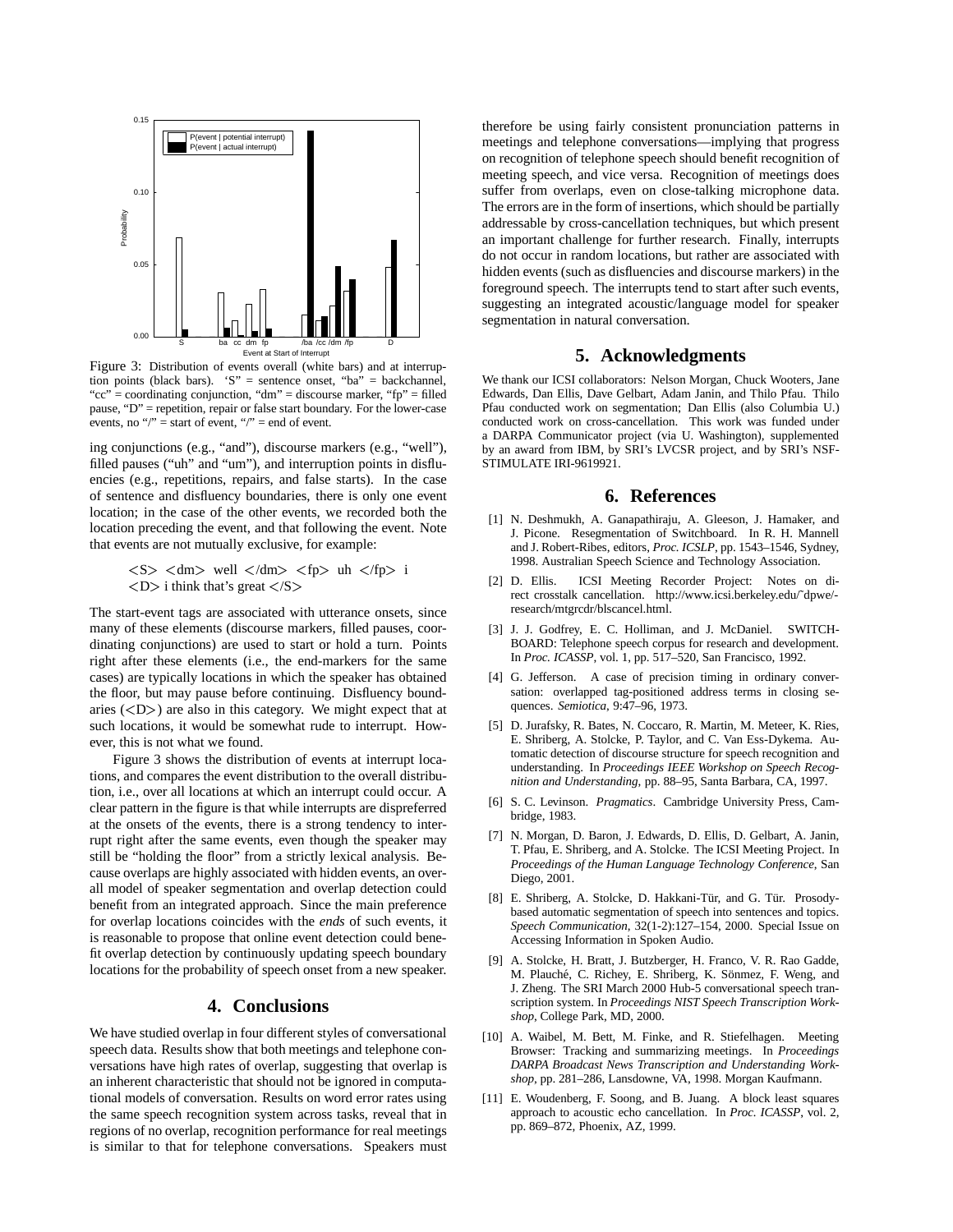0.15

0.10

0.05

0.00

Probability

P(event | potential interrupt)
P(event | actual interrupt)

S ba cc dm fp /ba /cc /dm /fp D

Event at Start of Interrupt

Figure 3: Distribution of events overall (white bars) and at interruption points (black bars). "S" = sentence onset, "ba" = backchannel, "cc" = coordinating conjunction, "dm" = discourse marker, "fp" = filled pause, "D" = repetition, repair or false start boundary. For the lower-case events, no "/" = start of event, "/" = end of event.

ing conjunctions (e.g., "and"), discourse markers (e.g., "well"), filled pauses ("uh" and "um"), and interruption points in disfluencies (e.g., repetitions, repairs, and false starts). In the case of sentence and disfluency boundaries, there is only one event location; in the case of the other events, we recorded both the location preceding the event, and that following the event. Note that events are not mutually exclusive, for example:

> <S> <dm> well </dm> <fp> uh </fp> i
> <D> i think that's great </S>

The start-event tags are associated with utterance onsets, since many of these elements (discourse markers, filled pauses, coordinating conjunctions) are used to start or hold a turn. Points right after these elements (i.e., the end-markers for the same cases) are typically locations in which the speaker has obtained the floor, but may pause before continuing. Disfluency boundaries (<D>) are also in this category. We might expect that at such locations, it would be somewhat rude to interrupt. However, this is not what we found.

Figure 3 shows the distribution of events at interrupt locations, and compares the event distribution to the overall distribution, i.e., over all locations at which an interrupt could occur. A clear pattern in the figure is that while interrupts are dispreferred at the onsets of the events, there is a strong tendency to interrupt right after the same events, even though the speaker may still be "holding the floor" from a strictly lexical analysis. Because overlaps are highly associated with hidden events, an overall model of speaker segmentation and overlap detection could benefit from an integrated approach. Since the main preference for overlap locations coincides with the *ends* of such events, it is reasonable to propose that online event detection could benefit overlap detection by continuously updating speech boundary locations for the probability of speech onset from a new speaker.

## 4. Conclusions

We have studied overlap in four different styles of conversational speech data. Results show that both meetings and telephone conversations have high rates of overlap, suggesting that overlap is an inherent characteristic that should not be ignored in computational models of conversation. Results on word error rates using the same speech recognition system across tasks, reveal that in regions of no overlap, recognition performance for real meetings is similar to that for telephone conversations. Speakers must therefore be using fairly consistent pronunciation patterns in meetings and telephone conversations—implying that progress on recognition of telephone speech should benefit recognition of meeting speech, and vice versa. Recognition of meetings does suffer from overlaps, even on close-talking microphone data. The errors are in the form of insertions, which should be partially addressable by cross-cancellation techniques, but which present an important challenge for further research. Finally, interrupts do not occur in random locations, but rather are associated with hidden events (such as disfluencies and discourse markers) in the foreground speech. The interrupts tend to start after such events, suggesting an integrated acoustic/language model for speaker segmentation in natural conversation.

## 5. Acknowledgments

We thank our ICSI collaborators: Nelson Morgan, Chuck Wooters, Jane Edwards, Dan Ellis, Dave Gelbart, Adam Janin, and Thilo Pfau. Thilo Pfau conducted work on segmentation; Dan Ellis (also Columbia U.) conducted work on cross-cancellation. This work was funded under a DARPA Communicator project (via U. Washington), supplemented by an award from IBM, by SRI's LVCSR project, and by SRI's NSF-STIMULATE IRI-9619921.

## 6. References

[1] N. Deshmukh, A. Ganapathiraju, A. Gleeson, J. Hamaker, and J. Picone. Resegmentation of Switchboard. In R. H. Mannell and J. Robert-Ribes, editors, *Proc. ICSLP*, pp. 1543–1546, Sydney, 1998. Australian Speech Science and Technology Association.

[2] D. Ellis. ICSI Meeting Recorder Project: Notes on direct crosstalk cancellation. http://www.icsi.berkeley.edu/~dpwe/-research/mtgrcdr/blscancel.html.

[3] J. J. Godfrey, E. C. Holliman, and J. McDaniel. SWITCHBOARD: Telephone speech corpus for research and development. In *Proc. ICASSP*, vol. 1, pp. 517–520, San Francisco, 1992.

[4] G. Jefferson. A case of precision timing in ordinary conversation: overlapped tag-positioned address terms in closing sequences. *Semiotica*, 9:47–96, 1973.

[5] D. Jurafsky, R. Bates, N. Coccaro, R. Martin, M. Meteer, K. Ries, E. Shriberg, A. Stolcke, P. Taylor, and C. Van Ess-Dykema. Automatic detection of discourse structure for speech recognition and understanding. In *Proceedings IEEE Workshop on Speech Recognition and Understanding*, pp. 88–95, Santa Barbara, CA, 1997.

[6] S. C. Levinson. *Pragmatics*. Cambridge University Press, Cambridge, 1983.

[7] N. Morgan, D. Baron, J. Edwards, D. Ellis, D. Gelbart, A. Janin, T. Pfau, E. Shriberg, and A. Stolcke. The ICSI Meeting Project. In *Proceedings of the Human Language Technology Conference*, San Diego, 2001.

[8] E. Shriberg, A. Stolcke, D. Hakkani-Tür, and G. Tür. Prosody-based automatic segmentation of speech into sentences and topics. *Speech Communication*, 32(1-2):127–154, 2000. Special Issue on Accessing Information in Spoken Audio.

[9] A. Stolcke, H. Bratt, J. Butzberger, H. Franco, V. R. Rao Gadde, M. Plauché, C. Richey, E. Shriberg, K. Sönmez, F. Weng, and J. Zheng. The SRI March 2000 Hub-5 conversational speech transcription system. In *Proceedings NIST Speech Transcription Workshop*, College Park, MD, 2000.

[10] A. Waibel, M. Bett, M. Finke, and R. Stiefelhagen. Meeting Browser: Tracking and summarizing meetings. In *Proceedings DARPA Broadcast News Transcription and Understanding Workshop*, pp. 281–286, Lansdowne, VA, 1998. Morgan Kaufmann.

[11] E. Woudenberg, F. Soong, and B. Juang. A block least squares approach to acoustic echo cancellation. In *Proc. ICASSP*, vol. 2, pp. 869–872, Phoenix, AZ, 1999.